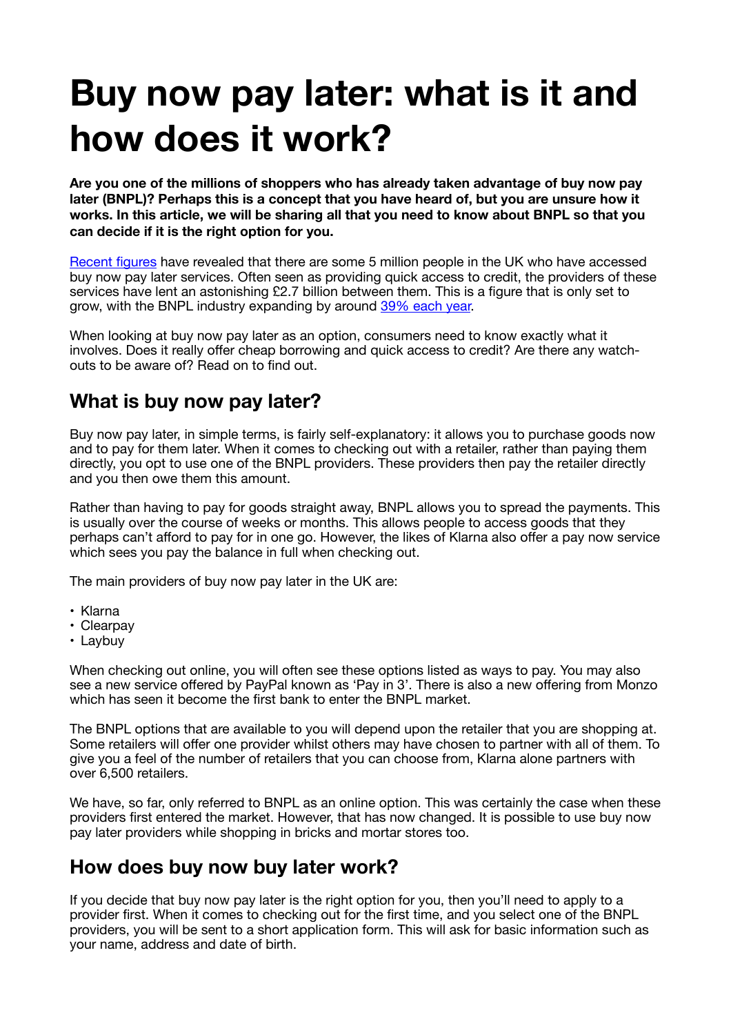# Buy now pay later: what is it and how does it work?

**Are you one of the millions of shoppers who has already taken advantage of buy now pay later (BNPL)? Perhaps this is a concept that you have heard of, but you are unsure how it works. In this article, we will be sharing all that you need to know about BNPL so that you can decide if it is the right option for you.**

[Recent figures] have revealed that there are some 5 million people in the UK who have accessed buy now pay later services. Often seen as providing quick access to credit, the providers of these services have lent an astonishing £2.7 billion between them. This is a figure that is only set to grow, with the BNPL industry expanding by around [39% each year].

When looking at buy now pay later as an option, consumers need to know exactly what it involves. Does it really offer cheap borrowing and quick access to credit? Are there any watch-outs to be aware of? Read on to find out.

## What is buy now pay later?

Buy now pay later, in simple terms, is fairly self-explanatory: it allows you to purchase goods now and to pay for them later. When it comes to checking out with a retailer, rather than paying them directly, you opt to use one of the BNPL providers. These providers then pay the retailer directly and you then owe them this amount.

Rather than having to pay for goods straight away, BNPL allows you to spread the payments. This is usually over the course of weeks or months. This allows people to access goods that they perhaps can't afford to pay for in one go. However, the likes of Klarna also offer a pay now service which sees you pay the balance in full when checking out.

The main providers of buy now pay later in the UK are:

- Klarna
- Clearpay
- Laybuy

When checking out online, you will often see these options listed as ways to pay. You may also see a new service offered by PayPal known as 'Pay in 3'. There is also a new offering from Monzo which has seen it become the first bank to enter the BNPL market.

The BNPL options that are available to you will depend upon the retailer that you are shopping at. Some retailers will offer one provider whilst others may have chosen to partner with all of them. To give you a feel of the number of retailers that you can choose from, Klarna alone partners with over 6,500 retailers.

We have, so far, only referred to BNPL as an online option. This was certainly the case when these providers first entered the market. However, that has now changed. It is possible to use buy now pay later providers while shopping in bricks and mortar stores too.

## How does buy now buy later work?

If you decide that buy now pay later is the right option for you, then you'll need to apply to a provider first. When it comes to checking out for the first time, and you select one of the BNPL providers, you will be sent to a short application form. This will ask for basic information such as your name, address and date of birth.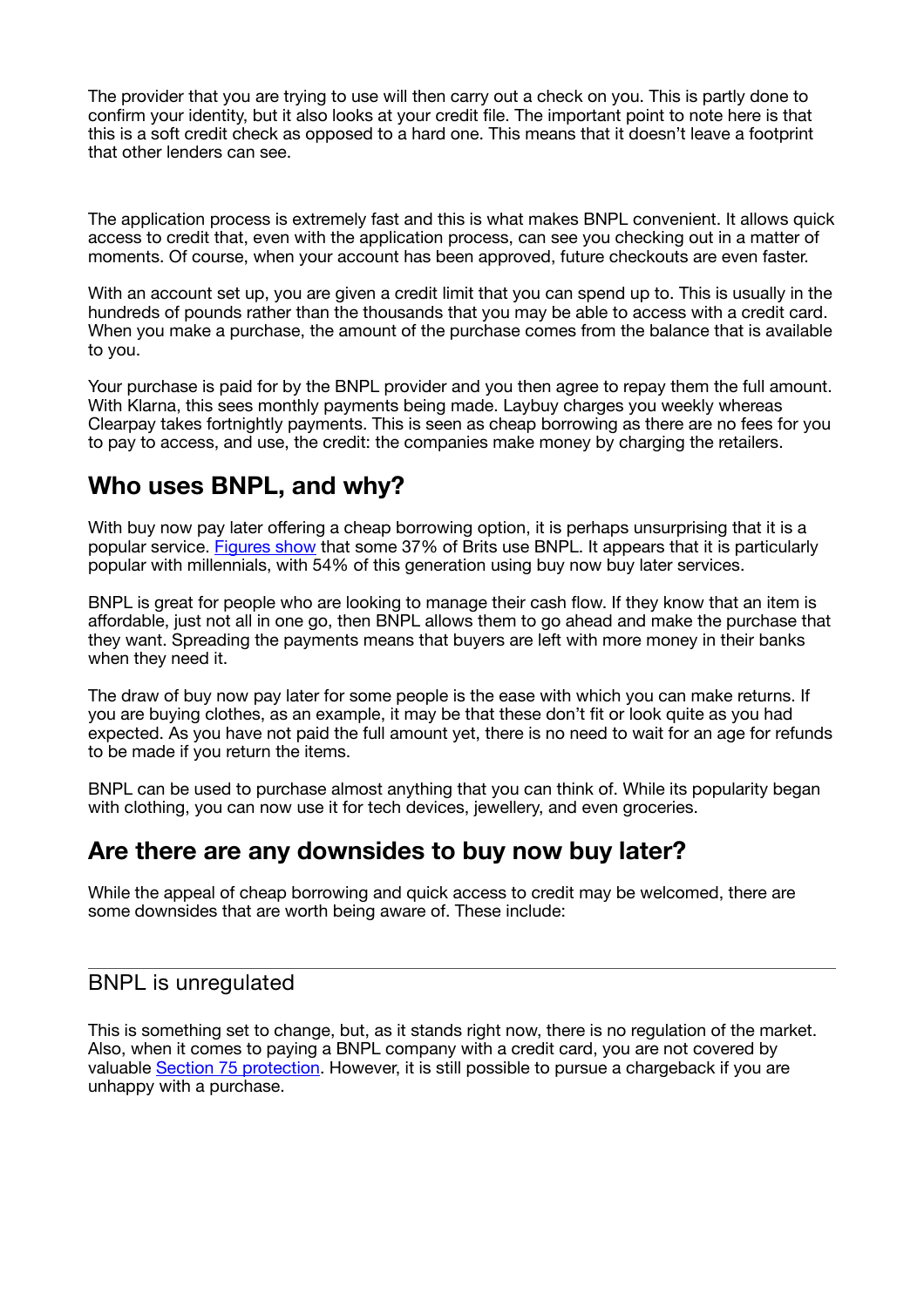The provider that you are trying to use will then carry out a check on you. This is partly done to confirm your identity, but it also looks at your credit file. The important point to note here is that this is a soft credit check as opposed to a hard one. This means that it doesn't leave a footprint that other lenders can see.

The application process is extremely fast and this is what makes BNPL convenient. It allows quick access to credit that, even with the application process, can see you checking out in a matter of moments. Of course, when your account has been approved, future checkouts are even faster.

With an account set up, you are given a credit limit that you can spend up to. This is usually in the hundreds of pounds rather than the thousands that you may be able to access with a credit card. When you make a purchase, the amount of the purchase comes from the balance that is available to you.

Your purchase is paid for by the BNPL provider and you then agree to repay them the full amount. With Klarna, this sees monthly payments being made. Laybuy charges you weekly whereas Clearpay takes fortnightly payments. This is seen as cheap borrowing as there are no fees for you to pay to access, and use, the credit: the companies make money by charging the retailers.

## Who uses BNPL, and why?

With buy now pay later offering a cheap borrowing option, it is perhaps unsurprising that it is a popular service. [Figures show](#) that some 37% of Brits use BNPL. It appears that it is particularly popular with millennials, with 54% of this generation using buy now buy later services.

BNPL is great for people who are looking to manage their cash flow. If they know that an item is affordable, just not all in one go, then BNPL allows them to go ahead and make the purchase that they want. Spreading the payments means that buyers are left with more money in their banks when they need it.

The draw of buy now pay later for some people is the ease with which you can make returns. If you are buying clothes, as an example, it may be that these don't fit or look quite as you had expected. As you have not paid the full amount yet, there is no need to wait for an age for refunds to be made if you return the items.

BNPL can be used to purchase almost anything that you can think of. While its popularity began with clothing, you can now use it for tech devices, jewellery, and even groceries.

## Are there are any downsides to buy now buy later?

While the appeal of cheap borrowing and quick access to credit may be welcomed, there are some downsides that are worth being aware of. These include:

### BNPL is unregulated

This is something set to change, but, as it stands right now, there is no regulation of the market. Also, when it comes to paying a BNPL company with a credit card, you are not covered by valuable [Section 75 protection](#). However, it is still possible to pursue a chargeback if you are unhappy with a purchase.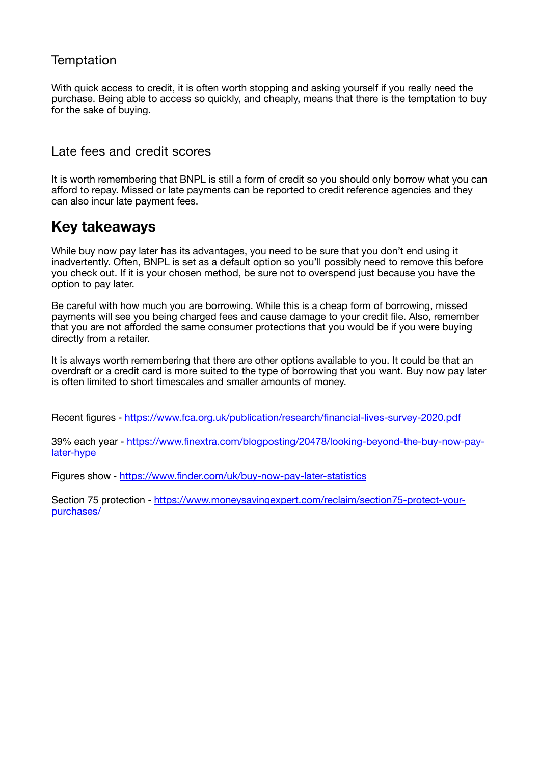### Temptation

With quick access to credit, it is often worth stopping and asking yourself if you really need the purchase. Being able to access so quickly, and cheaply, means that there is the temptation to buy for the sake of buying.

### Late fees and credit scores

It is worth remembering that BNPL is still a form of credit so you should only borrow what you can afford to repay. Missed or late payments can be reported to credit reference agencies and they can also incur late payment fees.

## Key takeaways

While buy now pay later has its advantages, you need to be sure that you don't end using it inadvertently. Often, BNPL is set as a default option so you'll possibly need to remove this before you check out. If it is your chosen method, be sure not to overspend just because you have the option to pay later.

Be careful with how much you are borrowing. While this is a cheap form of borrowing, missed payments will see you being charged fees and cause damage to your credit file. Also, remember that you are not afforded the same consumer protections that you would be if you were buying directly from a retailer.

It is always worth remembering that there are other options available to you. It could be that an overdraft or a credit card is more suited to the type of borrowing that you want. Buy now pay later is often limited to short timescales and smaller amounts of money.

Recent figures - [https://www.fca.org.uk/publication/research/financial-lives-survey-2020.pdf](https://www.fca.org.uk/publication/research/financial-lives-survey-2020.pdf)

39% each year - [https://www.finextra.com/blogposting/20478/looking-beyond-the-buy-now-pay-later-hype](https://www.finextra.com/blogposting/20478/looking-beyond-the-buy-now-pay-later-hype)

Figures show - [https://www.finder.com/uk/buy-now-pay-later-statistics](https://www.finder.com/uk/buy-now-pay-later-statistics)

Section 75 protection - [https://www.moneysavingexpert.com/reclaim/section75-protect-your-purchases/](https://www.moneysavingexpert.com/reclaim/section75-protect-your-purchases/)